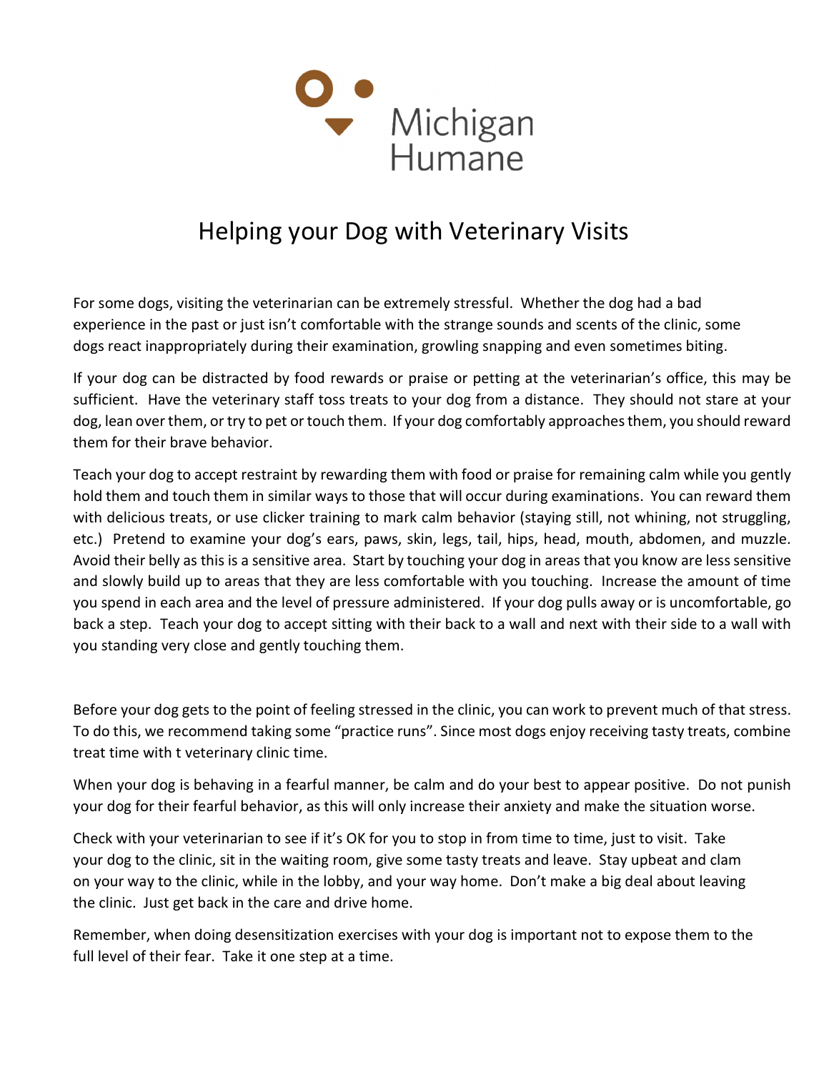Michigan Humane

# Helping your Dog with Veterinary Visits

For some dogs, visiting the veterinarian can be extremely stressful. Whether the dog had a bad experience in the past or just isn't comfortable with the strange sounds and scents of the clinic, some dogs react inappropriately during their examination, growling snapping and even sometimes biting.

If your dog can be distracted by food rewards or praise or petting at the veterinarian's office, this may be sufficient. Have the veterinary staff toss treats to your dog from a distance. They should not stare at your dog, lean over them, or try to pet or touch them. If your dog comfortably approaches them, you should reward them for their brave behavior.

Teach your dog to accept restraint by rewarding them with food or praise for remaining calm while you gently hold them and touch them in similar ways to those that will occur during examinations. You can reward them with delicious treats, or use clicker training to mark calm behavior (staying still, not whining, not struggling, etc.) Pretend to examine your dog's ears, paws, skin, legs, tail, hips, head, mouth, abdomen, and muzzle. Avoid their belly as this is a sensitive area. Start by touching your dog in areas that you know are less sensitive and slowly build up to areas that they are less comfortable with you touching. Increase the amount of time you spend in each area and the level of pressure administered. If your dog pulls away or is uncomfortable, go back a step. Teach your dog to accept sitting with their back to a wall and next with their side to a wall with you standing very close and gently touching them.

Before your dog gets to the point of feeling stressed in the clinic, you can work to prevent much of that stress. To do this, we recommend taking some "practice runs". Since most dogs enjoy receiving tasty treats, combine treat time with t veterinary clinic time.

When your dog is behaving in a fearful manner, be calm and do your best to appear positive. Do not punish your dog for their fearful behavior, as this will only increase their anxiety and make the situation worse.

Check with your veterinarian to see if it's OK for you to stop in from time to time, just to visit. Take your dog to the clinic, sit in the waiting room, give some tasty treats and leave. Stay upbeat and clam on your way to the clinic, while in the lobby, and your way home. Don't make a big deal about leaving the clinic. Just get back in the care and drive home.

Remember, when doing desensitization exercises with your dog is important not to expose them to the full level of their fear. Take it one step at a time.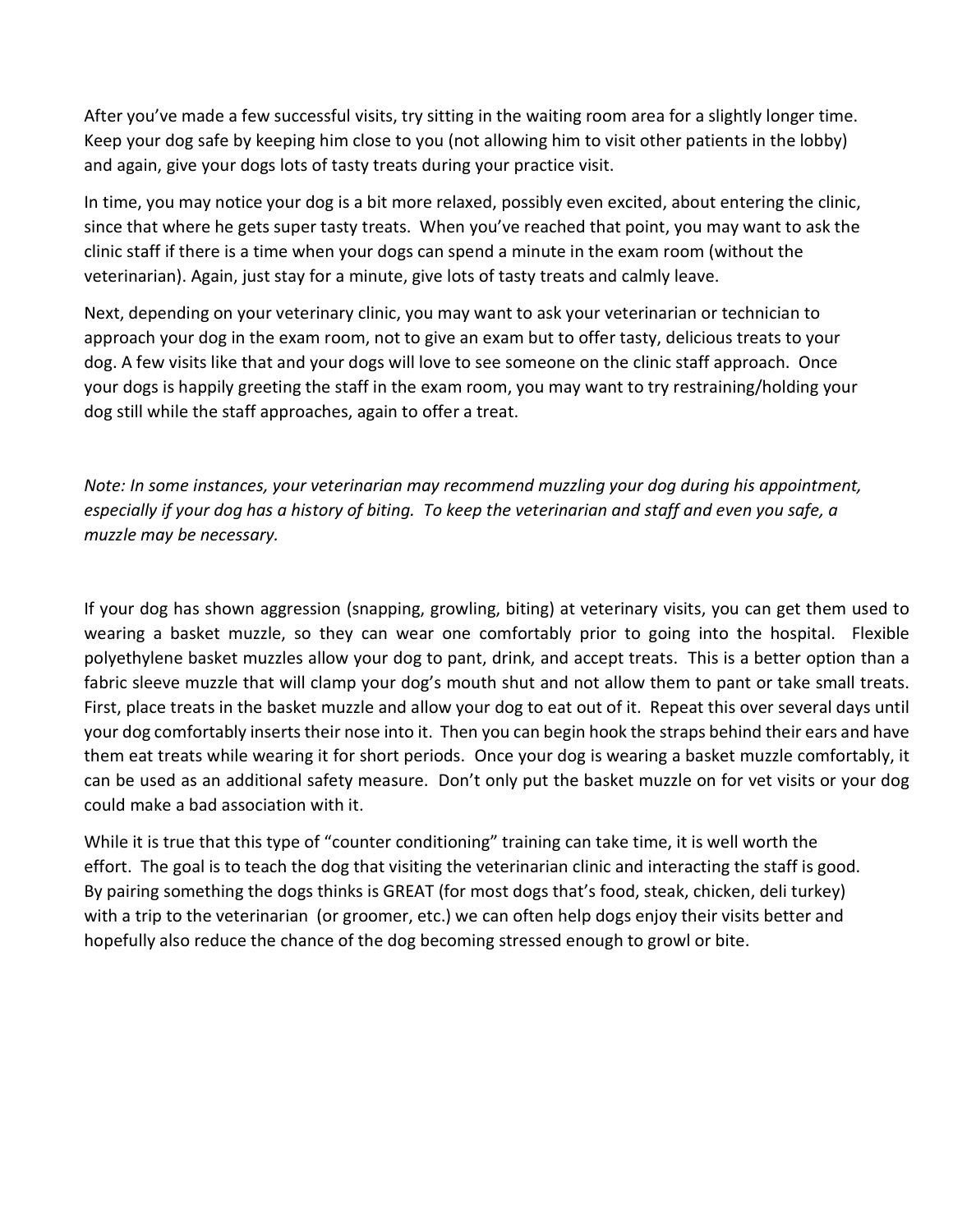After you've made a few successful visits, try sitting in the waiting room area for a slightly longer time. Keep your dog safe by keeping him close to you (not allowing him to visit other patients in the lobby) and again, give your dogs lots of tasty treats during your practice visit.

In time, you may notice your dog is a bit more relaxed, possibly even excited, about entering the clinic, since that where he gets super tasty treats. When you've reached that point, you may want to ask the clinic staff if there is a time when your dogs can spend a minute in the exam room (without the veterinarian). Again, just stay for a minute, give lots of tasty treats and calmly leave.

Next, depending on your veterinary clinic, you may want to ask your veterinarian or technician to approach your dog in the exam room, not to give an exam but to offer tasty, delicious treats to your dog. A few visits like that and your dogs will love to see someone on the clinic staff approach. Once your dogs is happily greeting the staff in the exam room, you may want to try restraining/holding your dog still while the staff approaches, again to offer a treat.

*Note: In some instances, your veterinarian may recommend muzzling your dog during his appointment, especially if your dog has a history of biting. To keep the veterinarian and staff and even you safe, a muzzle may be necessary.*

If your dog has shown aggression (snapping, growling, biting) at veterinary visits, you can get them used to wearing a basket muzzle, so they can wear one comfortably prior to going into the hospital. Flexible polyethylene basket muzzles allow your dog to pant, drink, and accept treats. This is a better option than a fabric sleeve muzzle that will clamp your dog's mouth shut and not allow them to pant or take small treats. First, place treats in the basket muzzle and allow your dog to eat out of it. Repeat this over several days until your dog comfortably inserts their nose into it. Then you can begin hook the straps behind their ears and have them eat treats while wearing it for short periods. Once your dog is wearing a basket muzzle comfortably, it can be used as an additional safety measure. Don't only put the basket muzzle on for vet visits or your dog could make a bad association with it.

While it is true that this type of "counter conditioning" training can take time, it is well worth the effort. The goal is to teach the dog that visiting the veterinarian clinic and interacting the staff is good. By pairing something the dogs thinks is GREAT (for most dogs that's food, steak, chicken, deli turkey) with a trip to the veterinarian (or groomer, etc.) we can often help dogs enjoy their visits better and hopefully also reduce the chance of the dog becoming stressed enough to growl or bite.